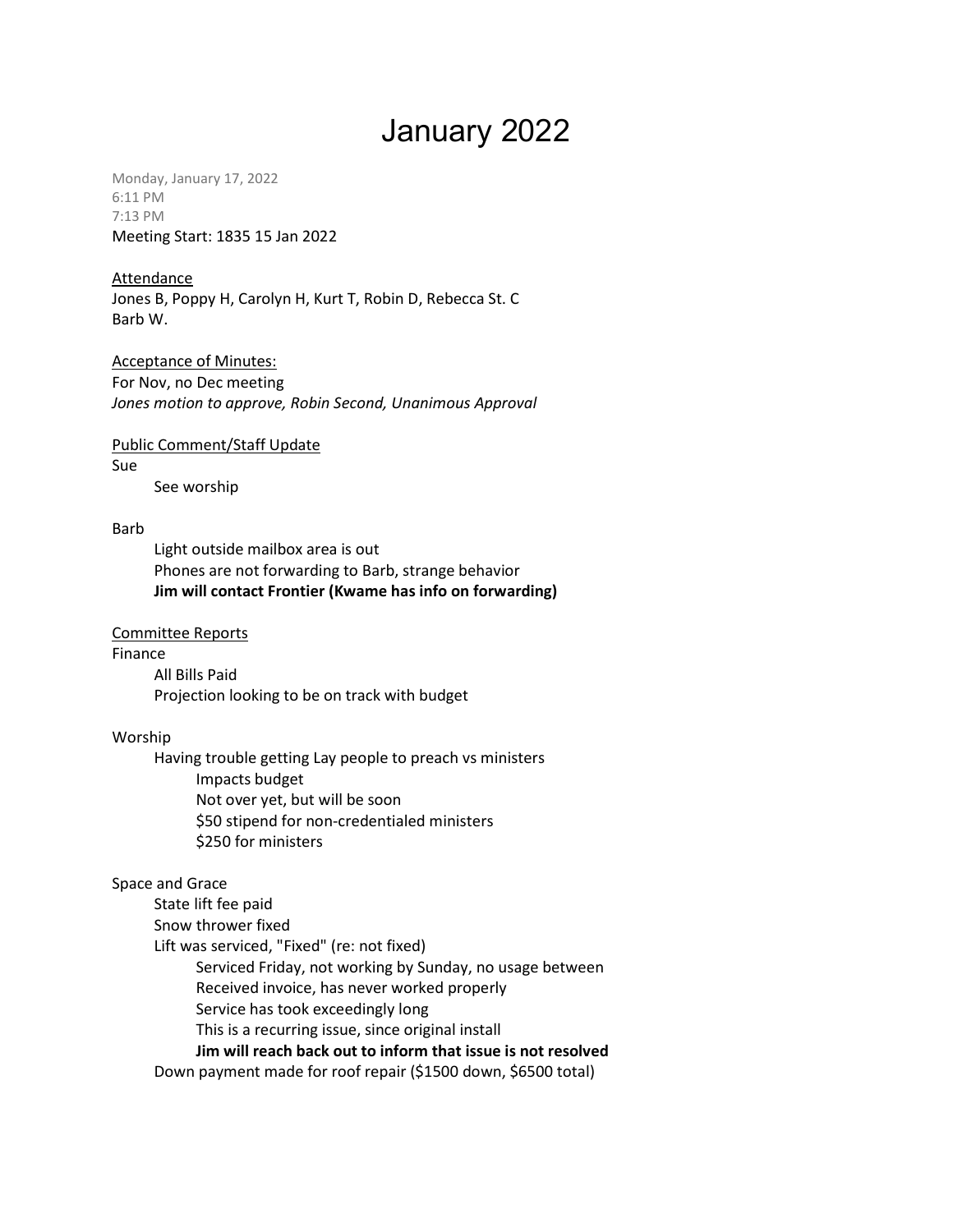# January 2022

Monday, January 17, 2022
6:11 PM
7:13 PM
Meeting Start: 1835 15 Jan 2022

<u>Attendance</u>
Jones B, Poppy H, Carolyn H, Kurt T, Robin D, Rebecca St. C
Barb W.

<u>Acceptance of Minutes:</u>
For Nov, no Dec meeting
*Jones motion to approve, Robin Second, Unanimous Approval*

<u>Public Comment/Staff Update</u>

Sue
- See worship

Barb
- Light outside mailbox area is out
- Phones are not forwarding to Barb, strange behavior
- **Jim will contact Frontier (Kwame has info on forwarding)**

<u>Committee Reports</u>

Finance
- All Bills Paid
- Projection looking to be on track with budget

Worship
- Having trouble getting Lay people to preach vs ministers
  - Impacts budget
  - Not over yet, but will be soon
  - $50 stipend for non-credentialed ministers
  - $250 for ministers

Space and Grace
- State lift fee paid
- Snow thrower fixed
- Lift was serviced, "Fixed" (re: not fixed)
  - Serviced Friday, not working by Sunday, no usage between
  - Received invoice, has never worked properly
  - Service has took exceedingly long
  - This is a recurring issue, since original install
  - **Jim will reach back out to inform that issue is not resolved**
- Down payment made for roof repair ($1500 down, $6500 total)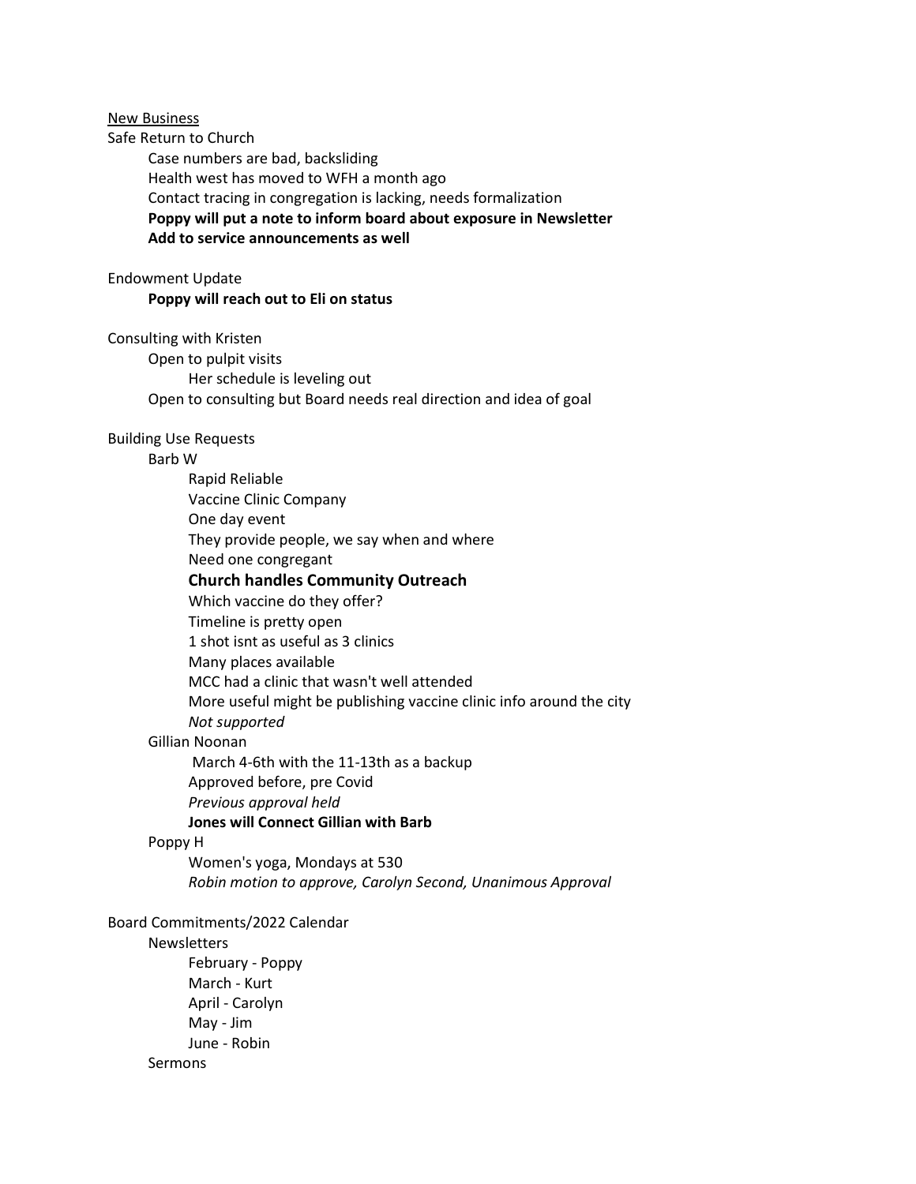<u>New Business</u>

Safe Return to Church

- Case numbers are bad, backsliding
- Health west has moved to WFH a month ago
- Contact tracing in congregation is lacking, needs formalization
- **Poppy will put a note to inform board about exposure in Newsletter**
- **Add to service announcements as well**

Endowment Update

- **Poppy will reach out to Eli on status**

Consulting with Kristen

- Open to pulpit visits
  - Her schedule is leveling out
- Open to consulting but Board needs real direction and idea of goal

Building Use Requests

- Barb W
  - Rapid Reliable
  - Vaccine Clinic Company
  - One day event
  - They provide people, we say when and where
  - Need one congregant
  - **Church handles Community Outreach**
  - Which vaccine do they offer?
  - Timeline is pretty open
  - 1 shot isnt as useful as 3 clinics
  - Many places available
  - MCC had a clinic that wasn't well attended
  - More useful might be publishing vaccine clinic info around the city
  - *Not supported*
- Gillian Noonan
  - March 4-6th with the 11-13th as a backup
  - Approved before, pre Covid
  - *Previous approval held*
  - **Jones will Connect Gillian with Barb**
- Poppy H
  - Women's yoga, Mondays at 530
  - *Robin motion to approve, Carolyn Second, Unanimous Approval*

Board Commitments/2022 Calendar

- Newsletters
  - February - Poppy
  - March - Kurt
  - April - Carolyn
  - May - Jim
  - June - Robin
- Sermons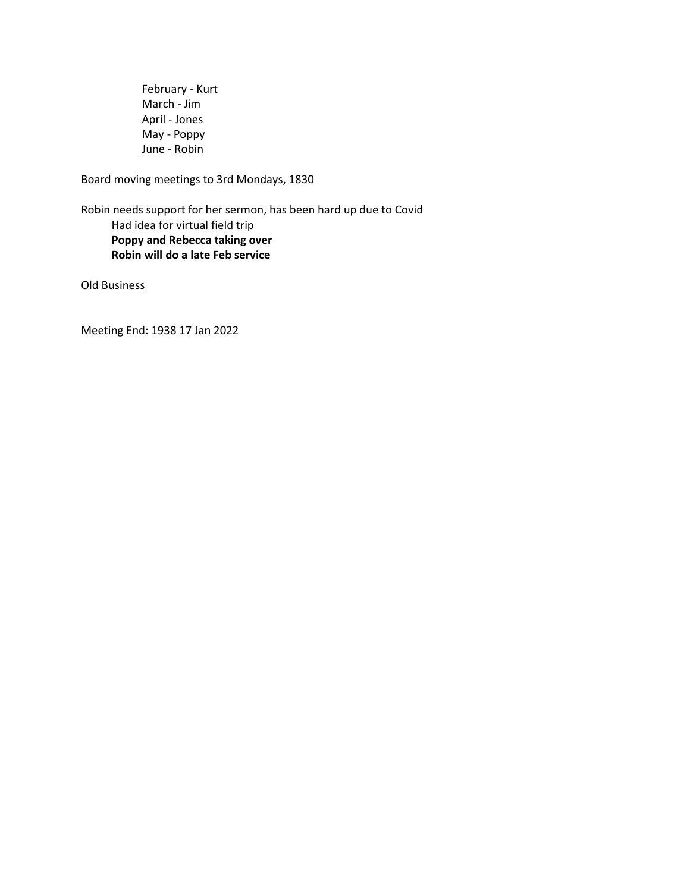- February - Kurt
- March - Jim
- April - Jones
- May - Poppy
- June - Robin

Board moving meetings to 3rd Mondays, 1830

Robin needs support for her sermon, has been hard up due to Covid

- Had idea for virtual field trip
- **Poppy and Rebecca taking over**
- **Robin will do a late Feb service**

<u>Old Business</u>

Meeting End: 1938 17 Jan 2022